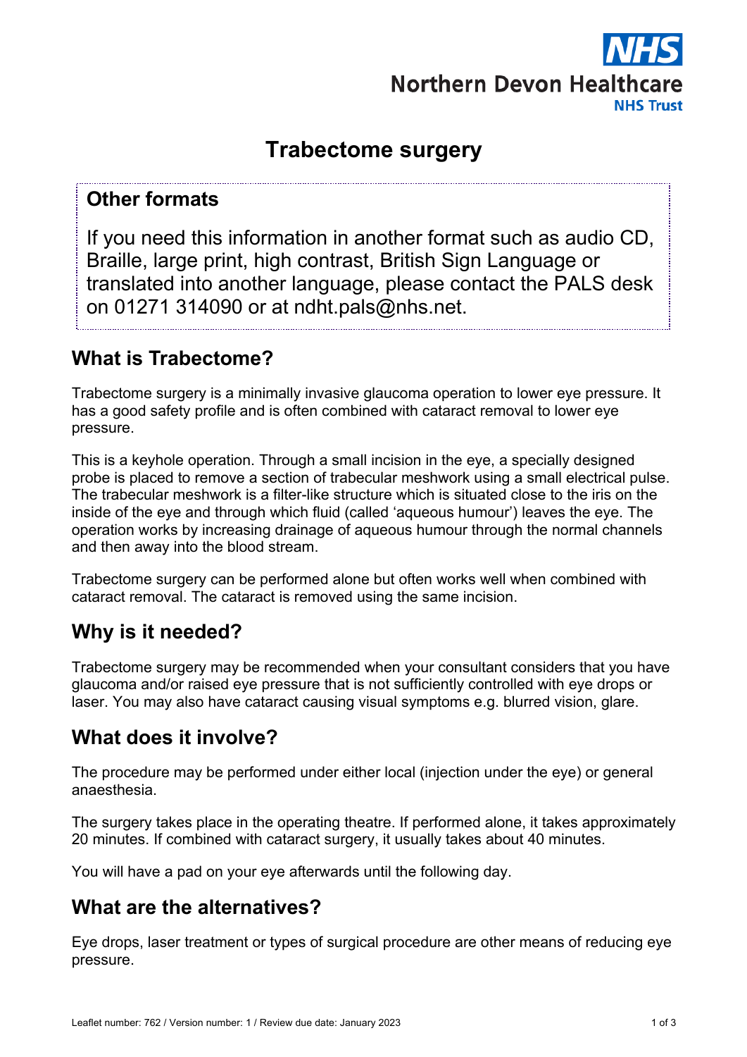NHS
Northern Devon Healthcare
NHS Trust

# Trabectome surgery

## Other formats

If you need this information in another format such as audio CD, Braille, large print, high contrast, British Sign Language or translated into another language, please contact the PALS desk on 01271 314090 or at ndht.pals@nhs.net.

## What is Trabectome?

Trabectome surgery is a minimally invasive glaucoma operation to lower eye pressure. It has a good safety profile and is often combined with cataract removal to lower eye pressure.

This is a keyhole operation. Through a small incision in the eye, a specially designed probe is placed to remove a section of trabecular meshwork using a small electrical pulse. The trabecular meshwork is a filter-like structure which is situated close to the iris on the inside of the eye and through which fluid (called 'aqueous humour') leaves the eye. The operation works by increasing drainage of aqueous humour through the normal channels and then away into the blood stream.

Trabectome surgery can be performed alone but often works well when combined with cataract removal. The cataract is removed using the same incision.

## Why is it needed?

Trabectome surgery may be recommended when your consultant considers that you have glaucoma and/or raised eye pressure that is not sufficiently controlled with eye drops or laser. You may also have cataract causing visual symptoms e.g. blurred vision, glare.

## What does it involve?

The procedure may be performed under either local (injection under the eye) or general anaesthesia.

The surgery takes place in the operating theatre. If performed alone, it takes approximately 20 minutes. If combined with cataract surgery, it usually takes about 40 minutes.

You will have a pad on your eye afterwards until the following day.

## What are the alternatives?

Eye drops, laser treatment or types of surgical procedure are other means of reducing eye pressure.

Leaflet number: 762 / Version number: 1 / Review due date: January 2023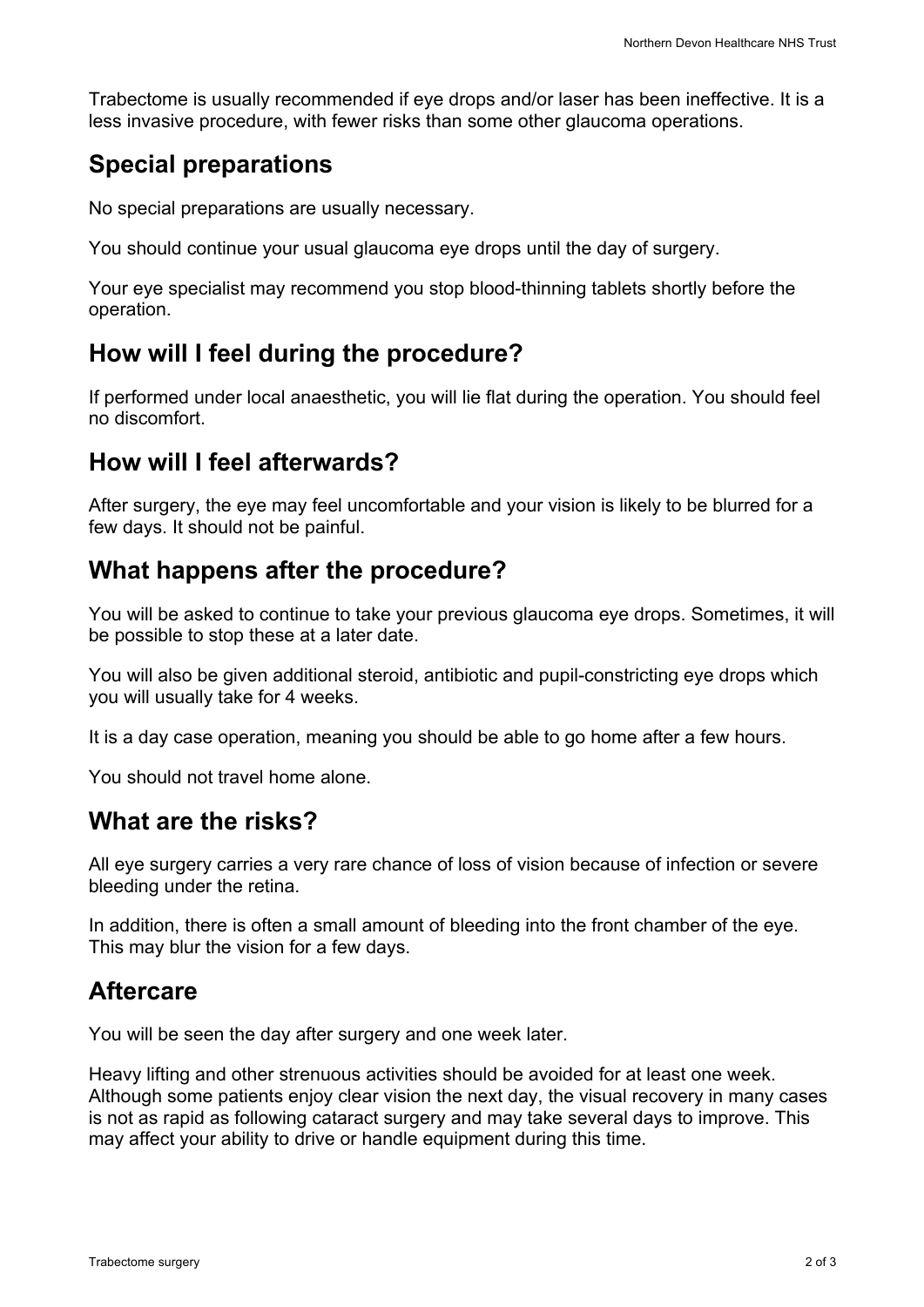Trabectome is usually recommended if eye drops and/or laser has been ineffective. It is a less invasive procedure, with fewer risks than some other glaucoma operations.

## Special preparations

No special preparations are usually necessary.

You should continue your usual glaucoma eye drops until the day of surgery.

Your eye specialist may recommend you stop blood-thinning tablets shortly before the operation.

## How will I feel during the procedure?

If performed under local anaesthetic, you will lie flat during the operation. You should feel no discomfort.

## How will I feel afterwards?

After surgery, the eye may feel uncomfortable and your vision is likely to be blurred for a few days. It should not be painful.

## What happens after the procedure?

You will be asked to continue to take your previous glaucoma eye drops. Sometimes, it will be possible to stop these at a later date.

You will also be given additional steroid, antibiotic and pupil-constricting eye drops which you will usually take for 4 weeks.

It is a day case operation, meaning you should be able to go home after a few hours.

You should not travel home alone.

## What are the risks?

All eye surgery carries a very rare chance of loss of vision because of infection or severe bleeding under the retina.

In addition, there is often a small amount of bleeding into the front chamber of the eye. This may blur the vision for a few days.

## Aftercare

You will be seen the day after surgery and one week later.

Heavy lifting and other strenuous activities should be avoided for at least one week. Although some patients enjoy clear vision the next day, the visual recovery in many cases is not as rapid as following cataract surgery and may take several days to improve. This may affect your ability to drive or handle equipment during this time.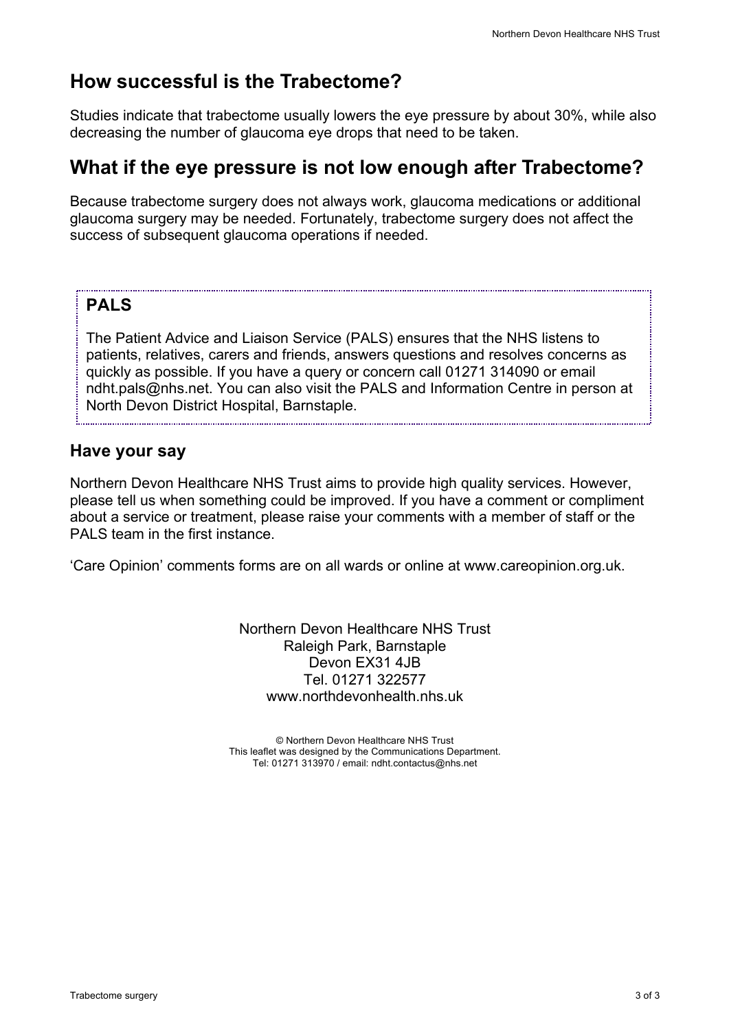## How successful is the Trabectome?

Studies indicate that trabectome usually lowers the eye pressure by about 30%, while also decreasing the number of glaucoma eye drops that need to be taken.

## What if the eye pressure is not low enough after Trabectome?

Because trabectome surgery does not always work, glaucoma medications or additional glaucoma surgery may be needed. Fortunately, trabectome surgery does not affect the success of subsequent glaucoma operations if needed.

### PALS

The Patient Advice and Liaison Service (PALS) ensures that the NHS listens to patients, relatives, carers and friends, answers questions and resolves concerns as quickly as possible. If you have a query or concern call 01271 314090 or email ndht.pals@nhs.net. You can also visit the PALS and Information Centre in person at North Devon District Hospital, Barnstaple.

### Have your say

Northern Devon Healthcare NHS Trust aims to provide high quality services. However, please tell us when something could be improved. If you have a comment or compliment about a service or treatment, please raise your comments with a member of staff or the PALS team in the first instance.

'Care Opinion' comments forms are on all wards or online at www.careopinion.org.uk.

Northern Devon Healthcare NHS Trust
Raleigh Park, Barnstaple
Devon EX31 4JB
Tel. 01271 322577
www.northdevonhealth.nhs.uk

© Northern Devon Healthcare NHS Trust
This leaflet was designed by the Communications Department.
Tel: 01271 313970 / email: ndht.contactus@nhs.net